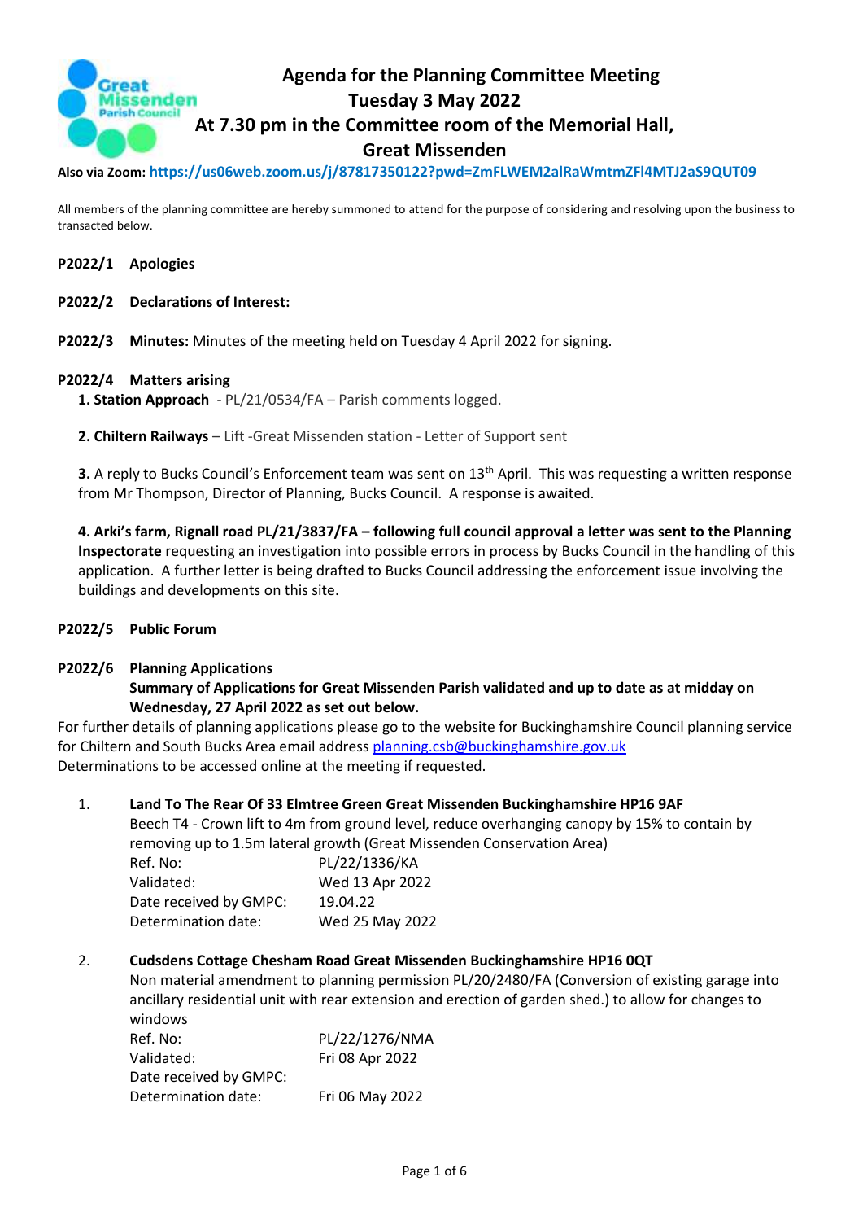# Agenda for the Planning Committee Meeting
## Tuesday 3 May 2022
## At 7.30 pm in the Committee room of the Memorial Hall, Great Missenden

**Also via Zoom: https://us06web.zoom.us/j/87817350122?pwd=ZmFLWEM2alRaWmtmZFl4MTJ2aS9QUT09**

All members of the planning committee are hereby summoned to attend for the purpose of considering and resolving upon the business to transacted below.

**P2022/1 Apologies**

**P2022/2 Declarations of Interest:**

**P2022/3 Minutes:** Minutes of the meeting held on Tuesday 4 April 2022 for signing.

**P2022/4 Matters arising**

**1. Station Approach** - PL/21/0534/FA – Parish comments logged.

**2. Chiltern Railways** – Lift -Great Missenden station - Letter of Support sent

**3.** A reply to Bucks Council's Enforcement team was sent on 13th April. This was requesting a written response from Mr Thompson, Director of Planning, Bucks Council. A response is awaited.

**4. Arki's farm, Rignall road PL/21/3837/FA – following full council approval a letter was sent to the Planning Inspectorate** requesting an investigation into possible errors in process by Bucks Council in the handling of this application. A further letter is being drafted to Bucks Council addressing the enforcement issue involving the buildings and developments on this site.

**P2022/5 Public Forum**

**P2022/6 Planning Applications**

**Summary of Applications for Great Missenden Parish validated and up to date as at midday on Wednesday, 27 April 2022 as set out below.**

For further details of planning applications please go to the website for Buckinghamshire Council planning service for Chiltern and South Bucks Area email address planning.csb@buckinghamshire.gov.uk

Determinations to be accessed online at the meeting if requested.

1. **Land To The Rear Of 33 Elmtree Green Great Missenden Buckinghamshire HP16 9AF**

   Beech T4 - Crown lift to 4m from ground level, reduce overhanging canopy by 15% to contain by removing up to 1.5m lateral growth (Great Missenden Conservation Area)

   Ref. No: PL/22/1336/KA
   Validated: Wed 13 Apr 2022
   Date received by GMPC: 19.04.22
   Determination date: Wed 25 May 2022

2. **Cudsdens Cottage Chesham Road Great Missenden Buckinghamshire HP16 0QT**

   Non material amendment to planning permission PL/20/2480/FA (Conversion of existing garage into ancillary residential unit with rear extension and erection of garden shed.) to allow for changes to windows

   Ref. No: PL/22/1276/NMA
   Validated: Fri 08 Apr 2022
   Date received by GMPC:
   Determination date: Fri 06 May 2022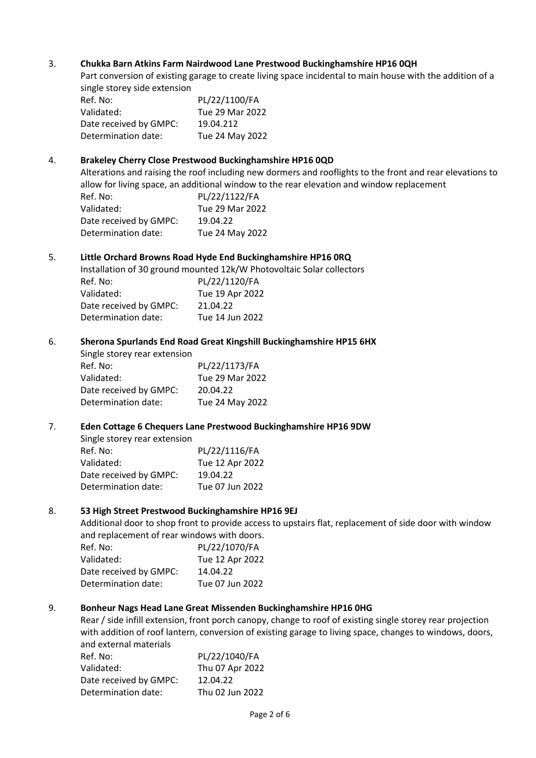3. **Chukka Barn Atkins Farm Nairdwood Lane Prestwood Buckinghamshire HP16 0QH**

   Part conversion of existing garage to create living space incidental to main house with the addition of a single storey side extension

   | | |
   |---|---|
   | Ref. No: | PL/22/1100/FA |
   | Validated: | Tue 29 Mar 2022 |
   | Date received by GMPC: | 19.04.212 |
   | Determination date: | Tue 24 May 2022 |

4. **Brakeley Cherry Close Prestwood Buckinghamshire HP16 0QD**

   Alterations and raising the roof including new dormers and rooflights to the front and rear elevations to allow for living space, an additional window to the rear elevation and window replacement

   | | |
   |---|---|
   | Ref. No: | PL/22/1122/FA |
   | Validated: | Tue 29 Mar 2022 |
   | Date received by GMPC: | 19.04.22 |
   | Determination date: | Tue 24 May 2022 |

5. **Little Orchard Browns Road Hyde End Buckinghamshire HP16 0RQ**

   Installation of 30 ground mounted 12k/W Photovoltaic Solar collectors

   | | |
   |---|---|
   | Ref. No: | PL/22/1120/FA |
   | Validated: | Tue 19 Apr 2022 |
   | Date received by GMPC: | 21.04.22 |
   | Determination date: | Tue 14 Jun 2022 |

6. **Sherona Spurlands End Road Great Kingshill Buckinghamshire HP15 6HX**

   Single storey rear extension

   | | |
   |---|---|
   | Ref. No: | PL/22/1173/FA |
   | Validated: | Tue 29 Mar 2022 |
   | Date received by GMPC: | 20.04.22 |
   | Determination date: | Tue 24 May 2022 |

7. **Eden Cottage 6 Chequers Lane Prestwood Buckinghamshire HP16 9DW**

   Single storey rear extension

   | | |
   |---|---|
   | Ref. No: | PL/22/1116/FA |
   | Validated: | Tue 12 Apr 2022 |
   | Date received by GMPC: | 19.04.22 |
   | Determination date: | Tue 07 Jun 2022 |

8. **53 High Street Prestwood Buckinghamshire HP16 9EJ**

   Additional door to shop front to provide access to upstairs flat, replacement of side door with window and replacement of rear windows with doors.

   | | |
   |---|---|
   | Ref. No: | PL/22/1070/FA |
   | Validated: | Tue 12 Apr 2022 |
   | Date received by GMPC: | 14.04.22 |
   | Determination date: | Tue 07 Jun 2022 |

9. **Bonheur Nags Head Lane Great Missenden Buckinghamshire HP16 0HG**

   Rear / side infill extension, front porch canopy, change to roof of existing single storey rear projection with addition of roof lantern, conversion of existing garage to living space, changes to windows, doors, and external materials

   | | |
   |---|---|
   | Ref. No: | PL/22/1040/FA |
   | Validated: | Thu 07 Apr 2022 |
   | Date received by GMPC: | 12.04.22 |
   | Determination date: | Thu 02 Jun 2022 |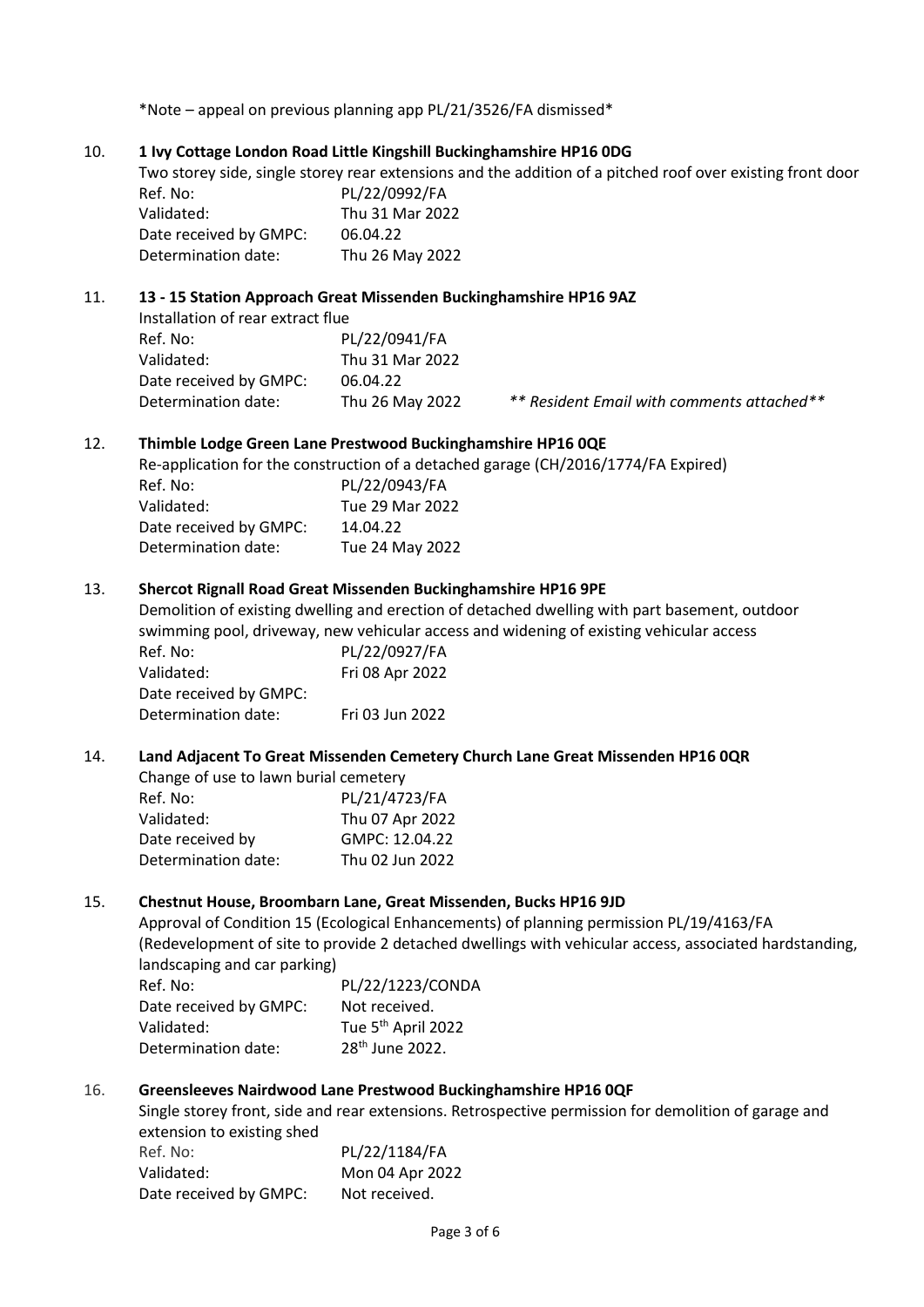*Note – appeal on previous planning app PL/21/3526/FA dismissed*

10. **1 Ivy Cottage London Road Little Kingshill Buckinghamshire HP16 0DG**

Two storey side, single storey rear extensions and the addition of a pitched roof over existing front door

| | |
|---|---|
| Ref. No: | PL/22/0992/FA |
| Validated: | Thu 31 Mar 2022 |
| Date received by GMPC: | 06.04.22 |
| Determination date: | Thu 26 May 2022 |

11. **13 - 15 Station Approach Great Missenden Buckinghamshire HP16 9AZ**

Installation of rear extract flue

| | |
|---|---|
| Ref. No: | PL/22/0941/FA |
| Validated: | Thu 31 Mar 2022 |
| Date received by GMPC: | 06.04.22 |
| Determination date: | Thu 26 May 2022 |

*** Resident Email with comments attached***

12. **Thimble Lodge Green Lane Prestwood Buckinghamshire HP16 0QE**

Re-application for the construction of a detached garage (CH/2016/1774/FA Expired)

| | |
|---|---|
| Ref. No: | PL/22/0943/FA |
| Validated: | Tue 29 Mar 2022 |
| Date received by GMPC: | 14.04.22 |
| Determination date: | Tue 24 May 2022 |

13. **Shercot Rignall Road Great Missenden Buckinghamshire HP16 9PE**

Demolition of existing dwelling and erection of detached dwelling with part basement, outdoor swimming pool, driveway, new vehicular access and widening of existing vehicular access

| | |
|---|---|
| Ref. No: | PL/22/0927/FA |
| Validated: | Fri 08 Apr 2022 |
| Date received by GMPC: | |
| Determination date: | Fri 03 Jun 2022 |

14. **Land Adjacent To Great Missenden Cemetery Church Lane Great Missenden HP16 0QR**

Change of use to lawn burial cemetery

| | |
|---|---|
| Ref. No: | PL/21/4723/FA |
| Validated: | Thu 07 Apr 2022 |
| Date received by | GMPC: 12.04.22 |
| Determination date: | Thu 02 Jun 2022 |

15. **Chestnut House, Broombarn Lane, Great Missenden, Bucks HP16 9JD**

Approval of Condition 15 (Ecological Enhancements) of planning permission PL/19/4163/FA (Redevelopment of site to provide 2 detached dwellings with vehicular access, associated hardstanding, landscaping and car parking)

| | |
|---|---|
| Ref. No: | PL/22/1223/CONDA |
| Date received by GMPC: | Not received. |
| Validated: | Tue 5th April 2022 |
| Determination date: | 28th June 2022. |

16. **Greensleeves Nairdwood Lane Prestwood Buckinghamshire HP16 0QF**

Single storey front, side and rear extensions. Retrospective permission for demolition of garage and extension to existing shed

| | |
|---|---|
| Ref. No: | PL/22/1184/FA |
| Validated: | Mon 04 Apr 2022 |
| Date received by GMPC: | Not received. |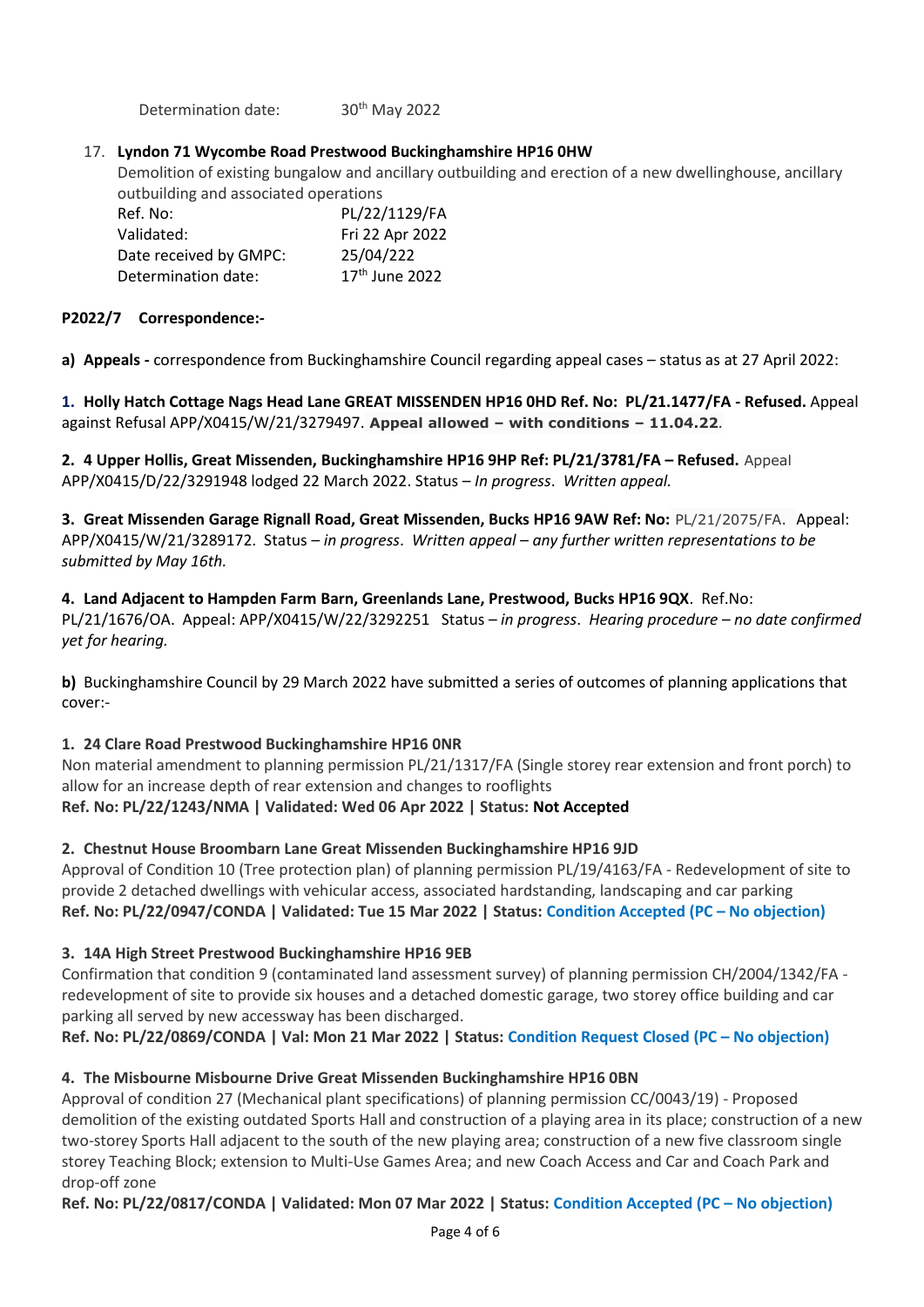Determination date: 30th May 2022

17. **Lyndon 71 Wycombe Road Prestwood Buckinghamshire HP16 0HW**
    Demolition of existing bungalow and ancillary outbuilding and erection of a new dwellinghouse, ancillary outbuilding and associated operations
    Ref. No: PL/22/1129/FA
    Validated: Fri 22 Apr 2022
    Date received by GMPC: 25/04/222
    Determination date: 17th June 2022

**P2022/7 Correspondence:-**

**a) Appeals -** correspondence from Buckinghamshire Council regarding appeal cases – status as at 27 April 2022:

**1. Holly Hatch Cottage Nags Head Lane GREAT MISSENDEN HP16 0HD Ref. No: PL/21.1477/FA - Refused.** Appeal against Refusal APP/X0415/W/21/3279497. **Appeal allowed – with conditions – 11.04.22***.*

**2. 4 Upper Hollis, Great Missenden, Buckinghamshire HP16 9HP Ref: PL/21/3781/FA – Refused.** Appeal APP/X0415/D/22/3291948 lodged 22 March 2022. Status – *In progress*. *Written appeal.*

**3. Great Missenden Garage Rignall Road, Great Missenden, Bucks HP16 9AW Ref: No:** PL/21/2075/FA. Appeal: APP/X0415/W/21/3289172. Status – *in progress*. *Written appeal – any further written representations to be submitted by May 16th.*

**4. Land Adjacent to Hampden Farm Barn, Greenlands Lane, Prestwood, Bucks HP16 9QX**. Ref.No: PL/21/1676/OA. Appeal: APP/X0415/W/22/3292251 Status – *in progress*. *Hearing procedure – no date confirmed yet for hearing.*

**b)** Buckinghamshire Council by 29 March 2022 have submitted a series of outcomes of planning applications that cover:-

**1. 24 Clare Road Prestwood Buckinghamshire HP16 0NR**
Non material amendment to planning permission PL/21/1317/FA (Single storey rear extension and front porch) to allow for an increase depth of rear extension and changes to rooflights
**Ref. No: PL/22/1243/NMA | Validated: Wed 06 Apr 2022 | Status: Not Accepted**

**2. Chestnut House Broombarn Lane Great Missenden Buckinghamshire HP16 9JD**
Approval of Condition 10 (Tree protection plan) of planning permission PL/19/4163/FA - Redevelopment of site to provide 2 detached dwellings with vehicular access, associated hardstanding, landscaping and car parking
**Ref. No: PL/22/0947/CONDA | Validated: Tue 15 Mar 2022 | Status: Condition Accepted (PC – No objection)**

**3. 14A High Street Prestwood Buckinghamshire HP16 9EB**
Confirmation that condition 9 (contaminated land assessment survey) of planning permission CH/2004/1342/FA - redevelopment of site to provide six houses and a detached domestic garage, two storey office building and car parking all served by new accessway has been discharged.
**Ref. No: PL/22/0869/CONDA | Val: Mon 21 Mar 2022 | Status: Condition Request Closed (PC – No objection)**

**4. The Misbourne Misbourne Drive Great Missenden Buckinghamshire HP16 0BN**
Approval of condition 27 (Mechanical plant specifications) of planning permission CC/0043/19) - Proposed demolition of the existing outdated Sports Hall and construction of a playing area in its place; construction of a new two-storey Sports Hall adjacent to the south of the new playing area; construction of a new five classroom single storey Teaching Block; extension to Multi-Use Games Area; and new Coach Access and Car and Coach Park and drop-off zone
**Ref. No: PL/22/0817/CONDA | Validated: Mon 07 Mar 2022 | Status: Condition Accepted (PC – No objection)**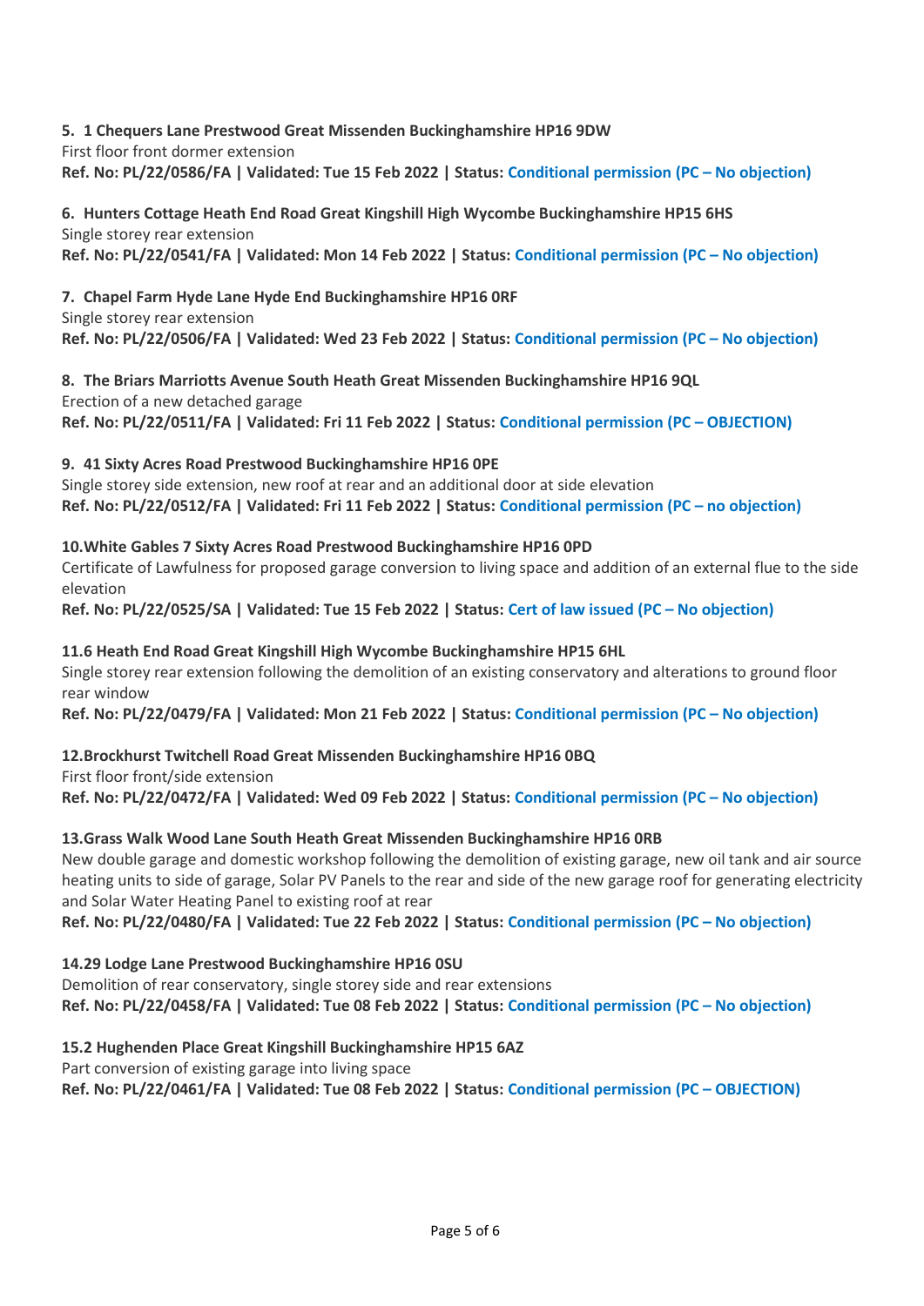**5. 1 Chequers Lane Prestwood Great Missenden Buckinghamshire HP16 9DW**
First floor front dormer extension
**Ref. No: PL/22/0586/FA | Validated: Tue 15 Feb 2022 | Status: Conditional permission (PC – No objection)**

**6. Hunters Cottage Heath End Road Great Kingshill High Wycombe Buckinghamshire HP15 6HS**
Single storey rear extension
**Ref. No: PL/22/0541/FA | Validated: Mon 14 Feb 2022 | Status: Conditional permission (PC – No objection)**

**7. Chapel Farm Hyde Lane Hyde End Buckinghamshire HP16 0RF**
Single storey rear extension
**Ref. No: PL/22/0506/FA | Validated: Wed 23 Feb 2022 | Status: Conditional permission (PC – No objection)**

**8. The Briars Marriotts Avenue South Heath Great Missenden Buckinghamshire HP16 9QL**
Erection of a new detached garage
**Ref. No: PL/22/0511/FA | Validated: Fri 11 Feb 2022 | Status: Conditional permission (PC – OBJECTION)**

**9. 41 Sixty Acres Road Prestwood Buckinghamshire HP16 0PE**
Single storey side extension, new roof at rear and an additional door at side elevation
**Ref. No: PL/22/0512/FA | Validated: Fri 11 Feb 2022 | Status: Conditional permission (PC – no objection)**

**10.White Gables 7 Sixty Acres Road Prestwood Buckinghamshire HP16 0PD**
Certificate of Lawfulness for proposed garage conversion to living space and addition of an external flue to the side elevation
**Ref. No: PL/22/0525/SA | Validated: Tue 15 Feb 2022 | Status: Cert of law issued (PC – No objection)**

**11.6 Heath End Road Great Kingshill High Wycombe Buckinghamshire HP15 6HL**
Single storey rear extension following the demolition of an existing conservatory and alterations to ground floor rear window
**Ref. No: PL/22/0479/FA | Validated: Mon 21 Feb 2022 | Status: Conditional permission (PC – No objection)**

**12.Brockhurst Twitchell Road Great Missenden Buckinghamshire HP16 0BQ**
First floor front/side extension
**Ref. No: PL/22/0472/FA | Validated: Wed 09 Feb 2022 | Status: Conditional permission (PC – No objection)**

**13.Grass Walk Wood Lane South Heath Great Missenden Buckinghamshire HP16 0RB**
New double garage and domestic workshop following the demolition of existing garage, new oil tank and air source heating units to side of garage, Solar PV Panels to the rear and side of the new garage roof for generating electricity and Solar Water Heating Panel to existing roof at rear
**Ref. No: PL/22/0480/FA | Validated: Tue 22 Feb 2022 | Status: Conditional permission (PC – No objection)**

**14.29 Lodge Lane Prestwood Buckinghamshire HP16 0SU**
Demolition of rear conservatory, single storey side and rear extensions
**Ref. No: PL/22/0458/FA | Validated: Tue 08 Feb 2022 | Status: Conditional permission (PC – No objection)**

**15.2 Hughenden Place Great Kingshill Buckinghamshire HP15 6AZ**
Part conversion of existing garage into living space
**Ref. No: PL/22/0461/FA | Validated: Tue 08 Feb 2022 | Status: Conditional permission (PC – OBJECTION)**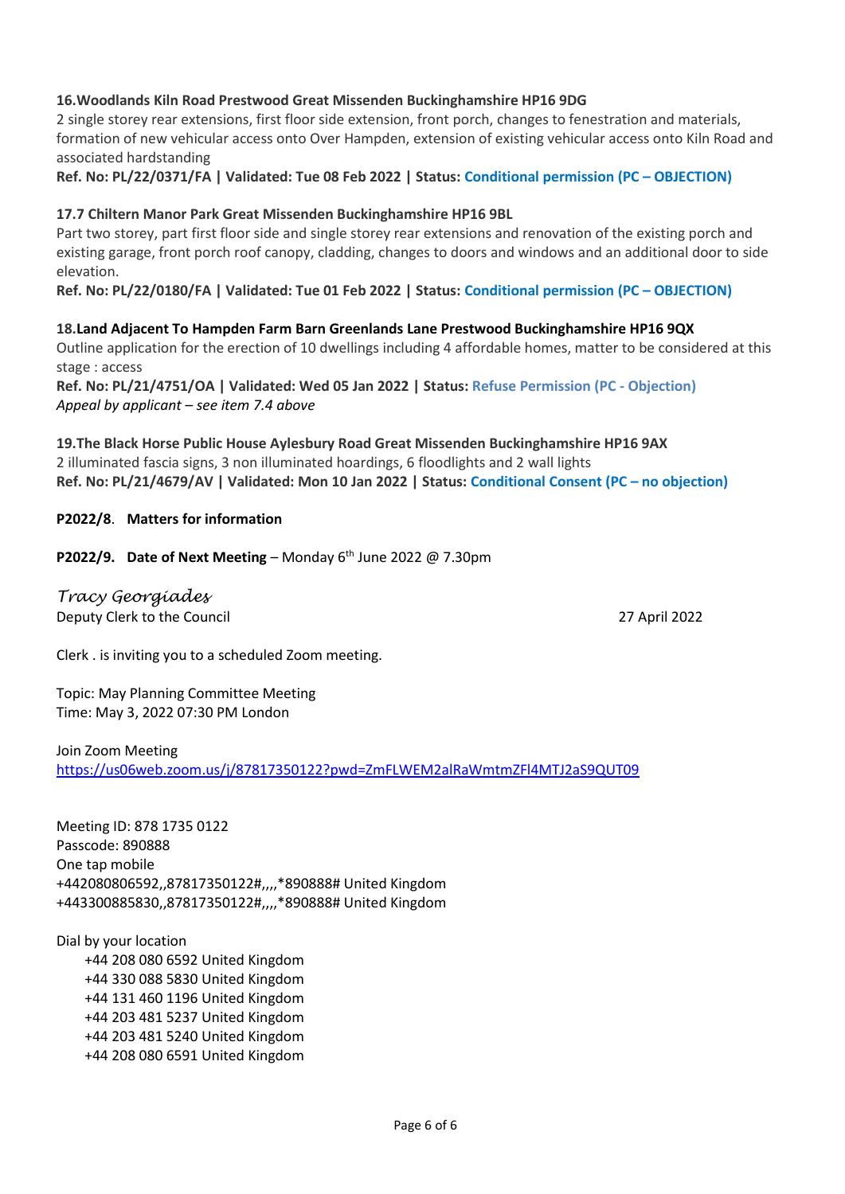**16.Woodlands Kiln Road Prestwood Great Missenden Buckinghamshire HP16 9DG**
2 single storey rear extensions, first floor side extension, front porch, changes to fenestration and materials, formation of new vehicular access onto Over Hampden, extension of existing vehicular access onto Kiln Road and associated hardstanding
**Ref. No: PL/22/0371/FA | Validated: Tue 08 Feb 2022 | Status: Conditional permission (PC – OBJECTION)**

**17.7 Chiltern Manor Park Great Missenden Buckinghamshire HP16 9BL**
Part two storey, part first floor side and single storey rear extensions and renovation of the existing porch and existing garage, front porch roof canopy, cladding, changes to doors and windows and an additional door to side elevation.
**Ref. No: PL/22/0180/FA | Validated: Tue 01 Feb 2022 | Status: Conditional permission (PC – OBJECTION)**

**18.Land Adjacent To Hampden Farm Barn Greenlands Lane Prestwood Buckinghamshire HP16 9QX**
Outline application for the erection of 10 dwellings including 4 affordable homes, matter to be considered at this stage : access
**Ref. No: PL/21/4751/OA | Validated: Wed 05 Jan 2022 | Status: Refuse Permission (PC - Objection)**
*Appeal by applicant – see item 7.4 above*

**19.The Black Horse Public House Aylesbury Road Great Missenden Buckinghamshire HP16 9AX**
2 illuminated fascia signs, 3 non illuminated hoardings, 6 floodlights and 2 wall lights
**Ref. No: PL/21/4679/AV | Validated: Mon 10 Jan 2022 | Status: Conditional Consent (PC – no objection)**

**P2022/8. Matters for information**

**P2022/9. Date of Next Meeting** – Monday 6th June 2022 @ 7.30pm

*Tracy Georgiades*
Deputy Clerk to the Council

27 April 2022

Clerk . is inviting you to a scheduled Zoom meeting.

Topic: May Planning Committee Meeting
Time: May 3, 2022 07:30 PM London

Join Zoom Meeting
https://us06web.zoom.us/j/87817350122?pwd=ZmFLWEM2alRaWmtmZFl4MTJ2aS9QUT09

Meeting ID: 878 1735 0122
Passcode: 890888
One tap mobile
+442080806592,,87817350122#,,,,*890888# United Kingdom
+443300885830,,87817350122#,,,,*890888# United Kingdom

Dial by your location
+44 208 080 6592 United Kingdom
+44 330 088 5830 United Kingdom
+44 131 460 1196 United Kingdom
+44 203 481 5237 United Kingdom
+44 203 481 5240 United Kingdom
+44 208 080 6591 United Kingdom